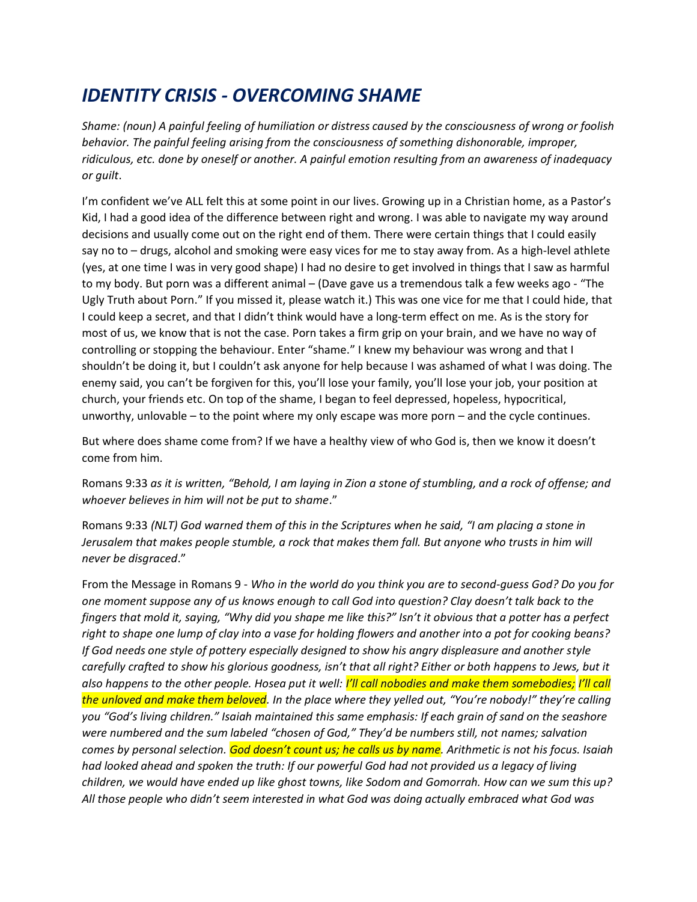# *IDENTITY CRISIS - OVERCOMING SHAME*

*Shame: (noun) A painful feeling of humiliation or distress caused by the consciousness of wrong or foolish behavior. The painful feeling arising from the consciousness of something dishonorable, improper, ridiculous, etc. done by oneself or another. A painful emotion resulting from an awareness of inadequacy or guilt*.

I'm confident we've ALL felt this at some point in our lives. Growing up in a Christian home, as a Pastor's Kid, I had a good idea of the difference between right and wrong. I was able to navigate my way around decisions and usually come out on the right end of them. There were certain things that I could easily say no to – drugs, alcohol and smoking were easy vices for me to stay away from. As a high-level athlete (yes, at one time I was in very good shape) I had no desire to get involved in things that I saw as harmful to my body. But porn was a different animal – (Dave gave us a tremendous talk a few weeks ago - "The Ugly Truth about Porn." If you missed it, please watch it.) This was one vice for me that I could hide, that I could keep a secret, and that I didn't think would have a long-term effect on me. As is the story for most of us, we know that is not the case. Porn takes a firm grip on your brain, and we have no way of controlling or stopping the behaviour. Enter "shame." I knew my behaviour was wrong and that I shouldn't be doing it, but I couldn't ask anyone for help because I was ashamed of what I was doing. The enemy said, you can't be forgiven for this, you'll lose your family, you'll lose your job, your position at church, your friends etc. On top of the shame, I began to feel depressed, hopeless, hypocritical, unworthy, unlovable – to the point where my only escape was more porn – and the cycle continues.

But where does shame come from? If we have a healthy view of who God is, then we know it doesn't come from him.

Romans 9:33 *as it is written, "Behold, I am laying in Zion a stone of stumbling, and a rock of offense; and whoever believes in him will not be put to shame*."

Romans 9:33 *(NLT) God warned them of this in the Scriptures when he said, "I am placing a stone in Jerusalem that makes people stumble, a rock that makes them fall. But anyone who trusts in him will never be disgraced*."

From the Message in Romans 9 - *Who in the world do you think you are to second-guess God? Do you for one moment suppose any of us knows enough to call God into question? Clay doesn't talk back to the fingers that mold it, saying, "Why did you shape me like this?" Isn't it obvious that a potter has a perfect right to shape one lump of clay into a vase for holding flowers and another into a pot for cooking beans? If God needs one style of pottery especially designed to show his angry displeasure and another style carefully crafted to show his glorious goodness, isn't that all right? Either or both happens to Jews, but it also happens to the other people. Hosea put it well: I'll call nobodies and make them somebodies; I'll call the unloved and make them beloved. In the place where they yelled out, "You're nobody!" they're calling you "God's living children." Isaiah maintained this same emphasis: If each grain of sand on the seashore were numbered and the sum labeled "chosen of God," They'd be numbers still, not names; salvation comes by personal selection. God doesn't count us; he calls us by name. Arithmetic is not his focus. Isaiah had looked ahead and spoken the truth: If our powerful God had not provided us a legacy of living children, we would have ended up like ghost towns, like Sodom and Gomorrah. How can we sum this up? All those people who didn't seem interested in what God was doing actually embraced what God was*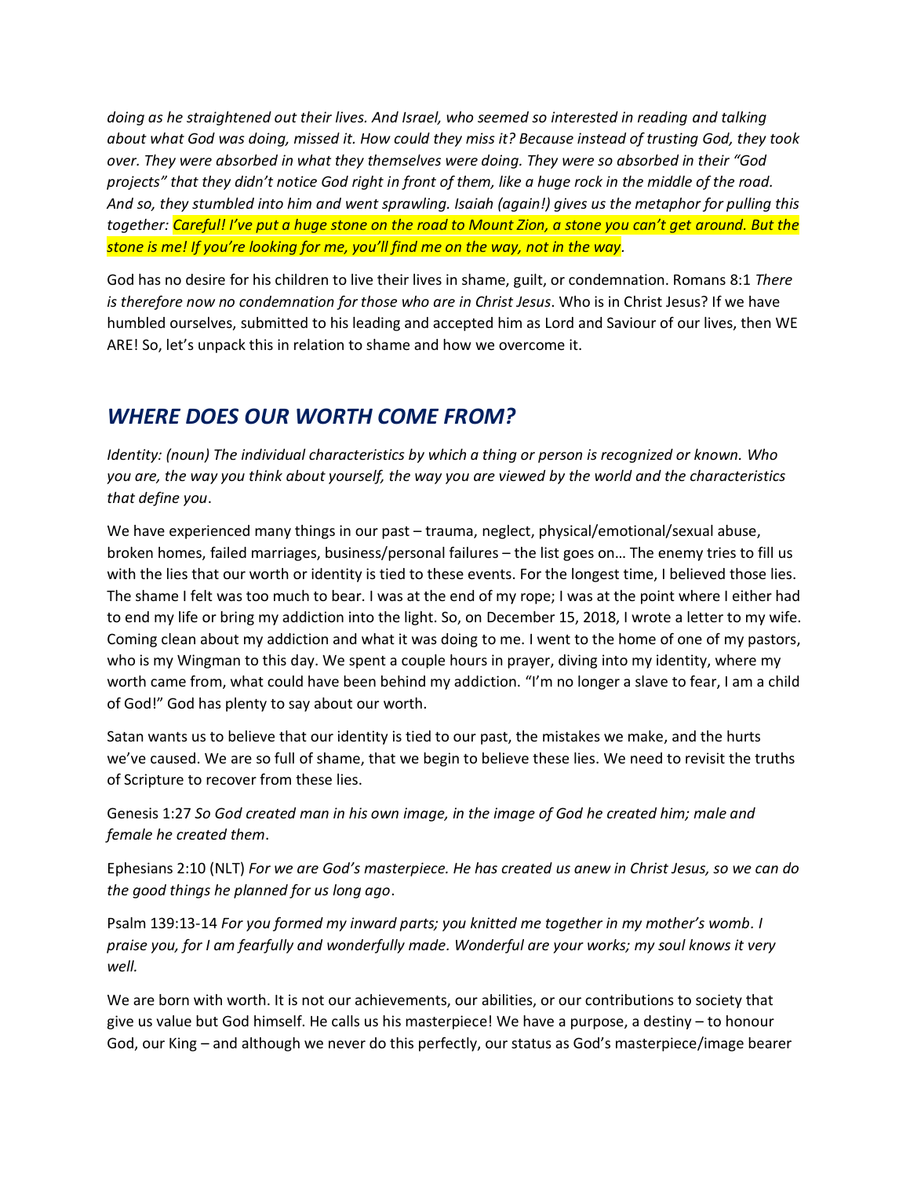*doing as he straightened out their lives. And Israel, who seemed so interested in reading and talking about what God was doing, missed it. How could they miss it? Because instead of trusting God, they took over. They were absorbed in what they themselves were doing. They were so absorbed in their "God projects" that they didn't notice God right in front of them, like a huge rock in the middle of the road. And so, they stumbled into him and went sprawling. Isaiah (again!) gives us the metaphor for pulling this together: Careful! I've put a huge stone on the road to Mount Zion, a stone you can't get around. But the stone is me! If you're looking for me, you'll find me on the way, not in the way*.

God has no desire for his children to live their lives in shame, guilt, or condemnation. Romans 8:1 *There is therefore now no condemnation for those who are in Christ Jesus*. Who is in Christ Jesus? If we have humbled ourselves, submitted to his leading and accepted him as Lord and Saviour of our lives, then WE ARE! So, let's unpack this in relation to shame and how we overcome it.

## *WHERE DOES OUR WORTH COME FROM?*

*Identity: (noun) The individual characteristics by which a thing or person is recognized or known. Who you are, the way you think about yourself, the way you are viewed by the world and the characteristics that define you*.

We have experienced many things in our past – trauma, neglect, physical/emotional/sexual abuse, broken homes, failed marriages, business/personal failures – the list goes on… The enemy tries to fill us with the lies that our worth or identity is tied to these events. For the longest time, I believed those lies. The shame I felt was too much to bear. I was at the end of my rope; I was at the point where I either had to end my life or bring my addiction into the light. So, on December 15, 2018, I wrote a letter to my wife. Coming clean about my addiction and what it was doing to me. I went to the home of one of my pastors, who is my Wingman to this day. We spent a couple hours in prayer, diving into my identity, where my worth came from, what could have been behind my addiction. "I'm no longer a slave to fear, I am a child of God!" God has plenty to say about our worth.

Satan wants us to believe that our identity is tied to our past, the mistakes we make, and the hurts we've caused. We are so full of shame, that we begin to believe these lies. We need to revisit the truths of Scripture to recover from these lies.

Genesis 1:27 *So God created man in his own image, in the image of God he created him; male and female he created them*.

Ephesians 2:10 (NLT) *For we are God's masterpiece. He has created us anew in Christ Jesus, so we can do the good things he planned for us long ago*.

Psalm 139:13-14 *For you formed my inward parts; you knitted me together in my mother's womb. I praise you, for I am fearfully and wonderfully made. Wonderful are your works; my soul knows it very well.*

We are born with worth. It is not our achievements, our abilities, or our contributions to society that give us value but God himself. He calls us his masterpiece! We have a purpose, a destiny – to honour God, our King – and although we never do this perfectly, our status as God's masterpiece/image bearer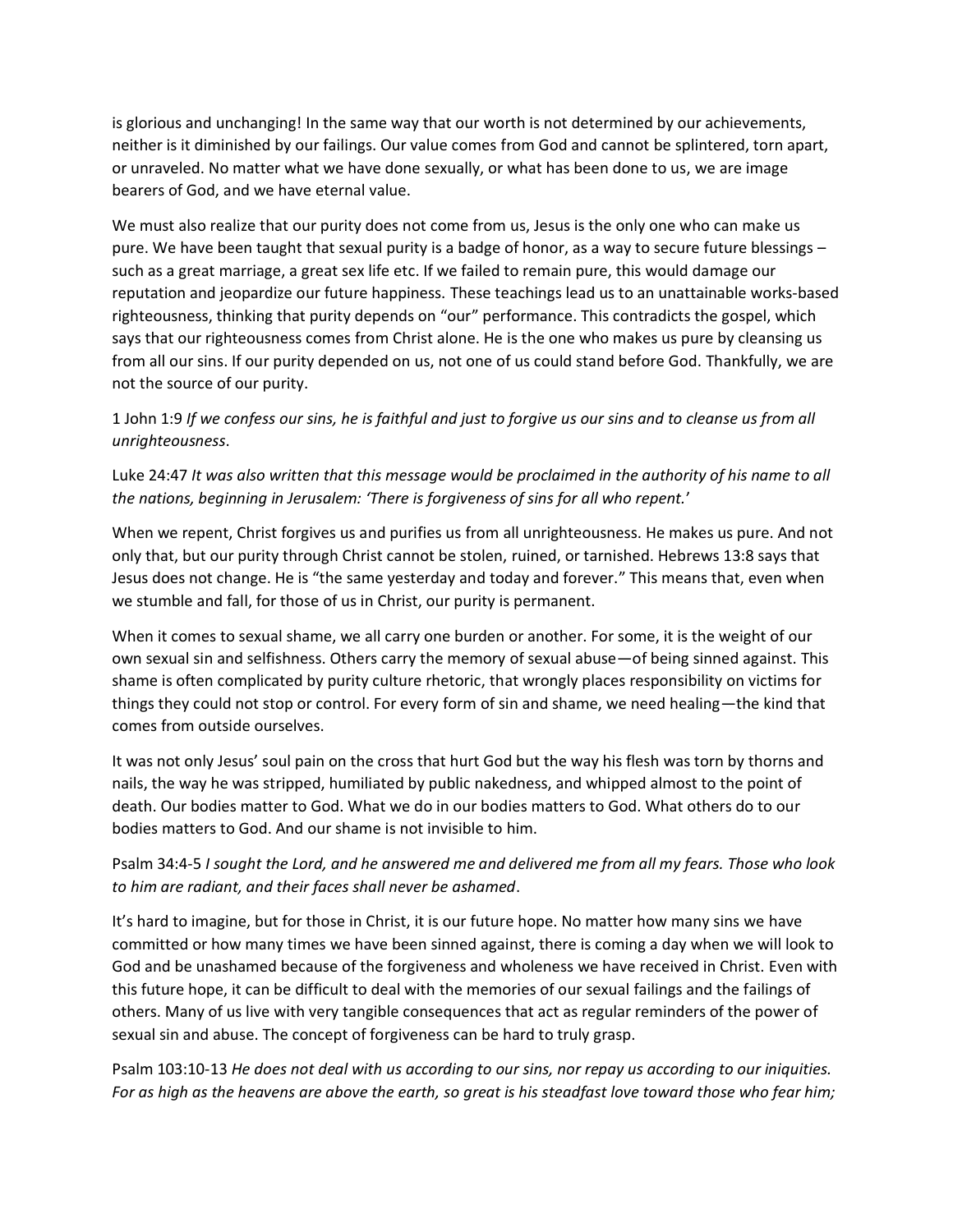is glorious and unchanging! In the same way that our worth is not determined by our achievements, neither is it diminished by our failings. Our value comes from God and cannot be splintered, torn apart, or unraveled. No matter what we have done sexually, or what has been done to us, we are image bearers of God, and we have eternal value.

We must also realize that our purity does not come from us, Jesus is the only one who can make us pure. We have been taught that sexual purity is a badge of honor, as a way to secure future blessings – such as a great marriage, a great sex life etc. If we failed to remain pure, this would damage our reputation and jeopardize our future happiness. These teachings lead us to an unattainable works-based righteousness, thinking that purity depends on "our" performance. This contradicts the gospel, which says that our righteousness comes from Christ alone. He is the one who makes us pure by cleansing us from all our sins. If our purity depended on us, not one of us could stand before God. Thankfully, we are not the source of our purity.

1 John 1:9 *If we confess our sins, he is faithful and just to forgive us our sins and to cleanse us from all unrighteousness*.

Luke 24:47 *It was also written that this message would be proclaimed in the authority of his name to all the nations, beginning in Jerusalem: 'There is forgiveness of sins for all who repent.'*

When we repent, Christ forgives us and purifies us from all unrighteousness. He makes us pure. And not only that, but our purity through Christ cannot be stolen, ruined, or tarnished. Hebrews 13:8 says that Jesus does not change. He is "the same yesterday and today and forever." This means that, even when we stumble and fall, for those of us in Christ, our purity is permanent.

When it comes to sexual shame, we all carry one burden or another. For some, it is the weight of our own sexual sin and selfishness. Others carry the memory of sexual abuse—of being sinned against. This shame is often complicated by purity culture rhetoric, that wrongly places responsibility on victims for things they could not stop or control. For every form of sin and shame, we need healing—the kind that comes from outside ourselves.

It was not only Jesus' soul pain on the cross that hurt God but the way his flesh was torn by thorns and nails, the way he was stripped, humiliated by public nakedness, and whipped almost to the point of death. Our bodies matter to God. What we do in our bodies matters to God. What others do to our bodies matters to God. And our shame is not invisible to him.

Psalm 34:4-5 *I sought the Lord, and he answered me and delivered me from all my fears. Those who look to him are radiant, and their faces shall never be ashamed*.

It's hard to imagine, but for those in Christ, it is our future hope. No matter how many sins we have committed or how many times we have been sinned against, there is coming a day when we will look to God and be unashamed because of the forgiveness and wholeness we have received in Christ. Even with this future hope, it can be difficult to deal with the memories of our sexual failings and the failings of others. Many of us live with very tangible consequences that act as regular reminders of the power of sexual sin and abuse. The concept of forgiveness can be hard to truly grasp.

Psalm 103:10-13 *He does not deal with us according to our sins, nor repay us according to our iniquities. For as high as the heavens are above the earth, so great is his steadfast love toward those who fear him;*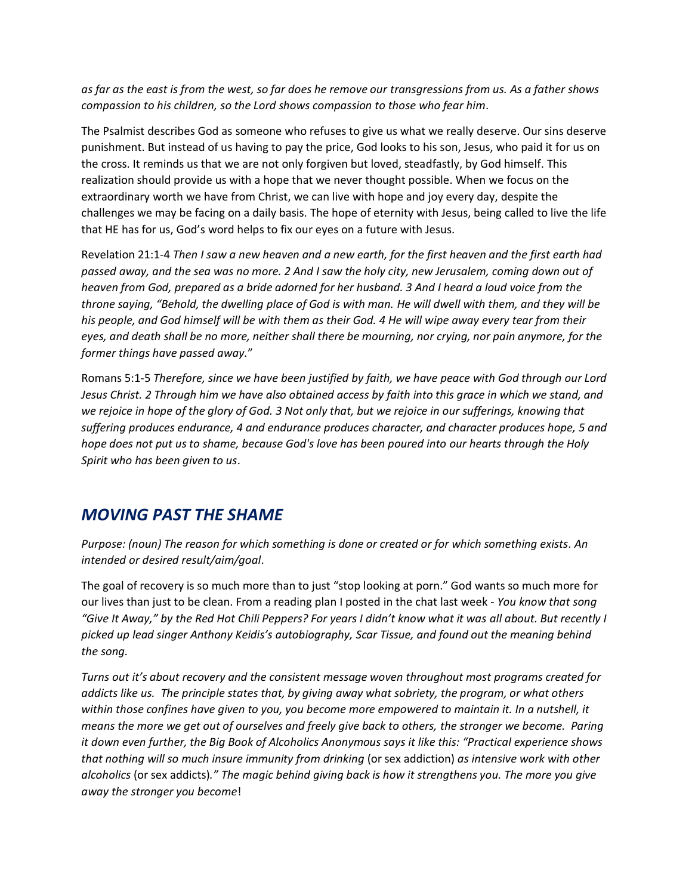*as far as the east is from the west, so far does he remove our transgressions from us. As a father shows compassion to his children, so the Lord shows compassion to those who fear him*.

The Psalmist describes God as someone who refuses to give us what we really deserve. Our sins deserve punishment. But instead of us having to pay the price, God looks to his son, Jesus, who paid it for us on the cross. It reminds us that we are not only forgiven but loved, steadfastly, by God himself. This realization should provide us with a hope that we never thought possible. When we focus on the extraordinary worth we have from Christ, we can live with hope and joy every day, despite the challenges we may be facing on a daily basis. The hope of eternity with Jesus, being called to live the life that HE has for us, God's word helps to fix our eyes on a future with Jesus.

Revelation 21:1-4 *Then I saw a new heaven and a new earth, for the first heaven and the first earth had passed away, and the sea was no more. 2 And I saw the holy city, new Jerusalem, coming down out of heaven from God, prepared as a bride adorned for her husband. 3 And I heard a loud voice from the throne saying, "Behold, the dwelling place of God is with man. He will dwell with them, and they will be his people, and God himself will be with them as their God. 4 He will wipe away every tear from their eyes, and death shall be no more, neither shall there be mourning, nor crying, nor pain anymore, for the former things have passed away.*"

Romans 5:1-5 *Therefore, since we have been justified by faith, we have peace with God through our Lord Jesus Christ. 2 Through him we have also obtained access by faith into this grace in which we stand, and we rejoice in hope of the glory of God. 3 Not only that, but we rejoice in our sufferings, knowing that suffering produces endurance, 4 and endurance produces character, and character produces hope, 5 and hope does not put us to shame, because God's love has been poured into our hearts through the Holy Spirit who has been given to us*.

## *MOVING PAST THE SHAME*

*Purpose: (noun) The reason for which something is done or created or for which something exists. An intended or desired result/aim/goal*.

The goal of recovery is so much more than to just "stop looking at porn." God wants so much more for our lives than just to be clean. From a reading plan I posted in the chat last week - *You know that song "Give It Away," by the Red Hot Chili Peppers? For years I didn't know what it was all about. But recently I picked up lead singer Anthony Keidis's autobiography, Scar Tissue, and found out the meaning behind the song.*

*Turns out it's about recovery and the consistent message woven throughout most programs created for addicts like us. The principle states that, by giving away what sobriety, the program, or what others within those confines have given to you, you become more empowered to maintain it. In a nutshell, it means the more we get out of ourselves and freely give back to others, the stronger we become. Paring it down even further, the Big Book of Alcoholics Anonymous says it like this: "Practical experience shows that nothing will so much insure immunity from drinking* (or sex addiction) *as intensive work with other alcoholics* (or sex addicts)*." The magic behind giving back is how it strengthens you. The more you give away the stronger you become*!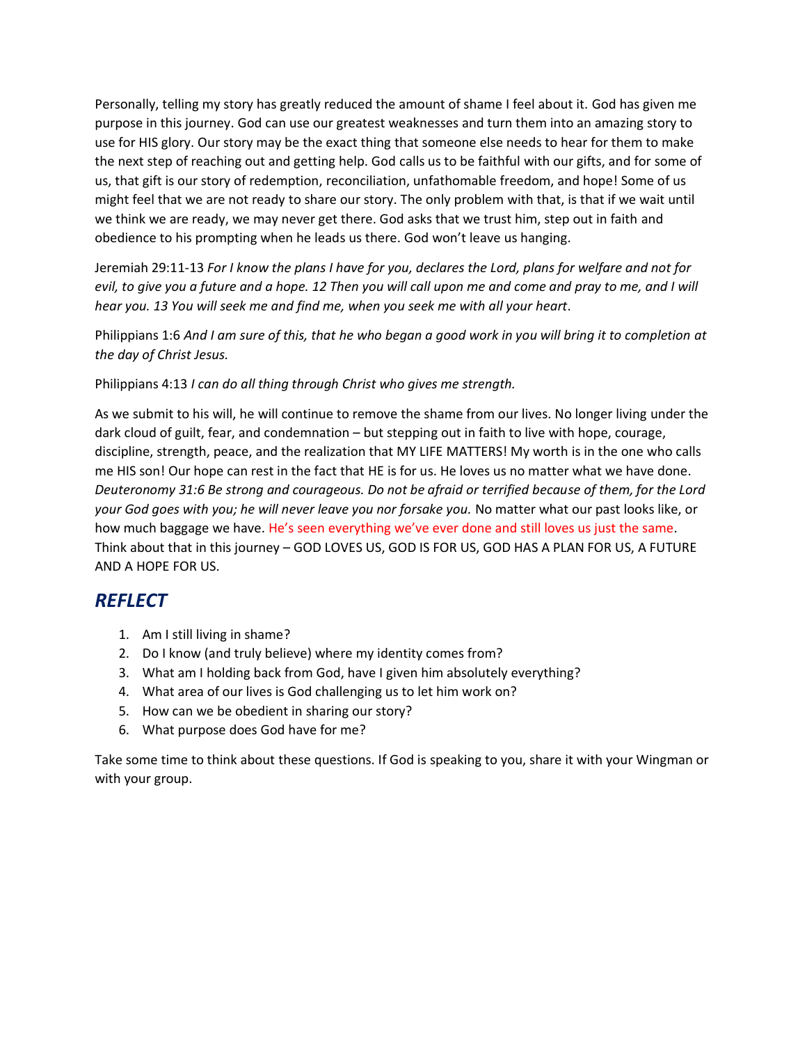Personally, telling my story has greatly reduced the amount of shame I feel about it. God has given me purpose in this journey. God can use our greatest weaknesses and turn them into an amazing story to use for HIS glory. Our story may be the exact thing that someone else needs to hear for them to make the next step of reaching out and getting help. God calls us to be faithful with our gifts, and for some of us, that gift is our story of redemption, reconciliation, unfathomable freedom, and hope! Some of us might feel that we are not ready to share our story. The only problem with that, is that if we wait until we think we are ready, we may never get there. God asks that we trust him, step out in faith and obedience to his prompting when he leads us there. God won't leave us hanging.

Jeremiah 29:11-13 *For I know the plans I have for you, declares the Lord, plans for welfare and not for evil, to give you a future and a hope. 12 Then you will call upon me and come and pray to me, and I will hear you. 13 You will seek me and find me, when you seek me with all your heart*.

Philippians 1:6 *And I am sure of this, that he who began a good work in you will bring it to completion at the day of Christ Jesus.*

Philippians 4:13 *I can do all thing through Christ who gives me strength.*

As we submit to his will, he will continue to remove the shame from our lives. No longer living under the dark cloud of guilt, fear, and condemnation – but stepping out in faith to live with hope, courage, discipline, strength, peace, and the realization that MY LIFE MATTERS! My worth is in the one who calls me HIS son! Our hope can rest in the fact that HE is for us. He loves us no matter what we have done. *Deuteronomy 31:6 Be strong and courageous. Do not be afraid or terrified because of them, for the Lord your God goes with you; he will never leave you nor forsake you.* No matter what our past looks like, or how much baggage we have. He's seen everything we've ever done and still loves us just the same. Think about that in this journey – GOD LOVES US, GOD IS FOR US, GOD HAS A PLAN FOR US, A FUTURE AND A HOPE FOR US.

## *REFLECT*

1. Am I still living in shame?
2. Do I know (and truly believe) where my identity comes from?
3. What am I holding back from God, have I given him absolutely everything?
4. What area of our lives is God challenging us to let him work on?
5. How can we be obedient in sharing our story?
6. What purpose does God have for me?

Take some time to think about these questions. If God is speaking to you, share it with your Wingman or with your group.